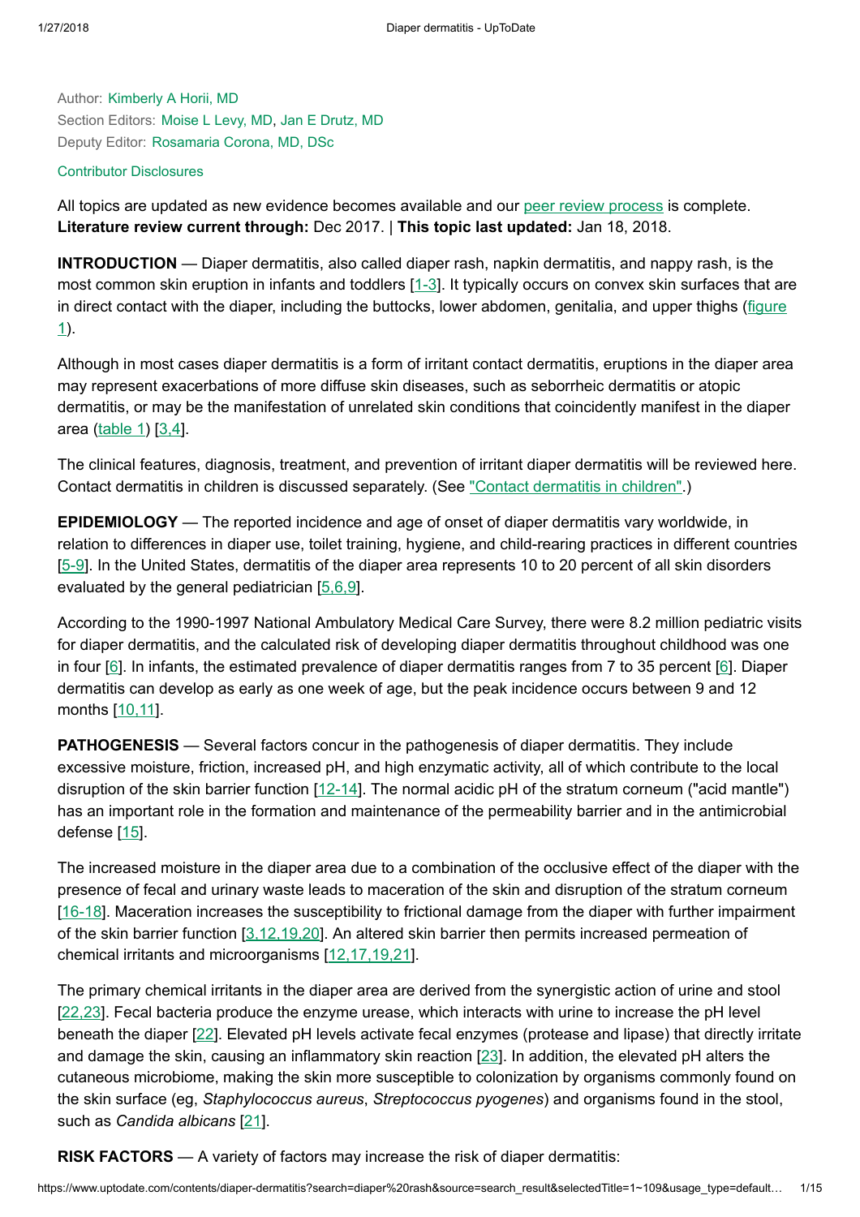Author: Kimberly A Horii, MD
Section Editors: Moise L Levy, MD, Jan E Drutz, MD
Deputy Editor: Rosamaria Corona, MD, DSc

Contributor Disclosures

All topics are updated as new evidence becomes available and our peer review process is complete.
**Literature review current through:** Dec 2017. | **This topic last updated:** Jan 18, 2018.

**INTRODUCTION** — Diaper dermatitis, also called diaper rash, napkin dermatitis, and nappy rash, is the most common skin eruption in infants and toddlers [1-3]. It typically occurs on convex skin surfaces that are in direct contact with the diaper, including the buttocks, lower abdomen, genitalia, and upper thighs (figure 1).

Although in most cases diaper dermatitis is a form of irritant contact dermatitis, eruptions in the diaper area may represent exacerbations of more diffuse skin diseases, such as seborrheic dermatitis or atopic dermatitis, or may be the manifestation of unrelated skin conditions that coincidently manifest in the diaper area (table 1) [3,4].

The clinical features, diagnosis, treatment, and prevention of irritant diaper dermatitis will be reviewed here. Contact dermatitis in children is discussed separately. (See "Contact dermatitis in children".)

**EPIDEMIOLOGY** — The reported incidence and age of onset of diaper dermatitis vary worldwide, in relation to differences in diaper use, toilet training, hygiene, and child-rearing practices in different countries [5-9]. In the United States, dermatitis of the diaper area represents 10 to 20 percent of all skin disorders evaluated by the general pediatrician [5,6,9].

According to the 1990-1997 National Ambulatory Medical Care Survey, there were 8.2 million pediatric visits for diaper dermatitis, and the calculated risk of developing diaper dermatitis throughout childhood was one in four [6]. In infants, the estimated prevalence of diaper dermatitis ranges from 7 to 35 percent [6]. Diaper dermatitis can develop as early as one week of age, but the peak incidence occurs between 9 and 12 months [10,11].

**PATHOGENESIS** — Several factors concur in the pathogenesis of diaper dermatitis. They include excessive moisture, friction, increased pH, and high enzymatic activity, all of which contribute to the local disruption of the skin barrier function [12-14]. The normal acidic pH of the stratum corneum ("acid mantle") has an important role in the formation and maintenance of the permeability barrier and in the antimicrobial defense [15].

The increased moisture in the diaper area due to a combination of the occlusive effect of the diaper with the presence of fecal and urinary waste leads to maceration of the skin and disruption of the stratum corneum [16-18]. Maceration increases the susceptibility to frictional damage from the diaper with further impairment of the skin barrier function [3,12,19,20]. An altered skin barrier then permits increased permeation of chemical irritants and microorganisms [12,17,19,21].

The primary chemical irritants in the diaper area are derived from the synergistic action of urine and stool [22,23]. Fecal bacteria produce the enzyme urease, which interacts with urine to increase the pH level beneath the diaper [22]. Elevated pH levels activate fecal enzymes (protease and lipase) that directly irritate and damage the skin, causing an inflammatory skin reaction [23]. In addition, the elevated pH alters the cutaneous microbiome, making the skin more susceptible to colonization by organisms commonly found on the skin surface (eg, *Staphylococcus aureus*, *Streptococcus pyogenes*) and organisms found in the stool, such as *Candida albicans* [21].

**RISK FACTORS** — A variety of factors may increase the risk of diaper dermatitis: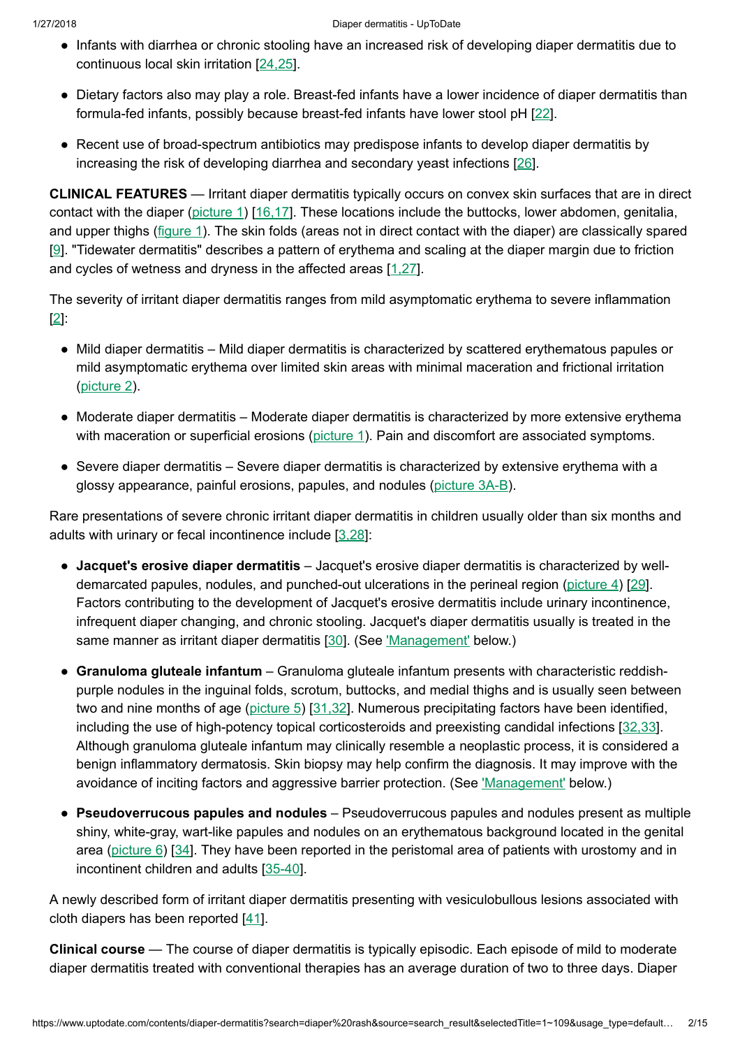- Infants with diarrhea or chronic stooling have an increased risk of developing diaper dermatitis due to continuous local skin irritation [24,25].

- Dietary factors also may play a role. Breast-fed infants have a lower incidence of diaper dermatitis than formula-fed infants, possibly because breast-fed infants have lower stool pH [22].

- Recent use of broad-spectrum antibiotics may predispose infants to develop diaper dermatitis by increasing the risk of developing diarrhea and secondary yeast infections [26].

**CLINICAL FEATURES** — Irritant diaper dermatitis typically occurs on convex skin surfaces that are in direct contact with the diaper (picture 1) [16,17]. These locations include the buttocks, lower abdomen, genitalia, and upper thighs (figure 1). The skin folds (areas not in direct contact with the diaper) are classically spared [9]. "Tidewater dermatitis" describes a pattern of erythema and scaling at the diaper margin due to friction and cycles of wetness and dryness in the affected areas [1,27].

The severity of irritant diaper dermatitis ranges from mild asymptomatic erythema to severe inflammation [2]:

- Mild diaper dermatitis – Mild diaper dermatitis is characterized by scattered erythematous papules or mild asymptomatic erythema over limited skin areas with minimal maceration and frictional irritation (picture 2).

- Moderate diaper dermatitis – Moderate diaper dermatitis is characterized by more extensive erythema with maceration or superficial erosions (picture 1). Pain and discomfort are associated symptoms.

- Severe diaper dermatitis – Severe diaper dermatitis is characterized by extensive erythema with a glossy appearance, painful erosions, papules, and nodules (picture 3A-B).

Rare presentations of severe chronic irritant diaper dermatitis in children usually older than six months and adults with urinary or fecal incontinence include [3,28]:

- **Jacquet's erosive diaper dermatitis** – Jacquet's erosive diaper dermatitis is characterized by well-demarcated papules, nodules, and punched-out ulcerations in the perineal region (picture 4) [29]. Factors contributing to the development of Jacquet's erosive dermatitis include urinary incontinence, infrequent diaper changing, and chronic stooling. Jacquet's diaper dermatitis usually is treated in the same manner as irritant diaper dermatitis [30]. (See 'Management' below.)

- **Granuloma gluteale infantum** – Granuloma gluteale infantum presents with characteristic reddish-purple nodules in the inguinal folds, scrotum, buttocks, and medial thighs and is usually seen between two and nine months of age (picture 5) [31,32]. Numerous precipitating factors have been identified, including the use of high-potency topical corticosteroids and preexisting candidal infections [32,33]. Although granuloma gluteale infantum may clinically resemble a neoplastic process, it is considered a benign inflammatory dermatosis. Skin biopsy may help confirm the diagnosis. It may improve with the avoidance of inciting factors and aggressive barrier protection. (See 'Management' below.)

- **Pseudoverrucous papules and nodules** – Pseudoverrucous papules and nodules present as multiple shiny, white-gray, wart-like papules and nodules on an erythematous background located in the genital area (picture 6) [34]. They have been reported in the peristomal area of patients with urostomy and in incontinent children and adults [35-40].

A newly described form of irritant diaper dermatitis presenting with vesiculobullous lesions associated with cloth diapers has been reported [41].

**Clinical course** — The course of diaper dermatitis is typically episodic. Each episode of mild to moderate diaper dermatitis treated with conventional therapies has an average duration of two to three days. Diaper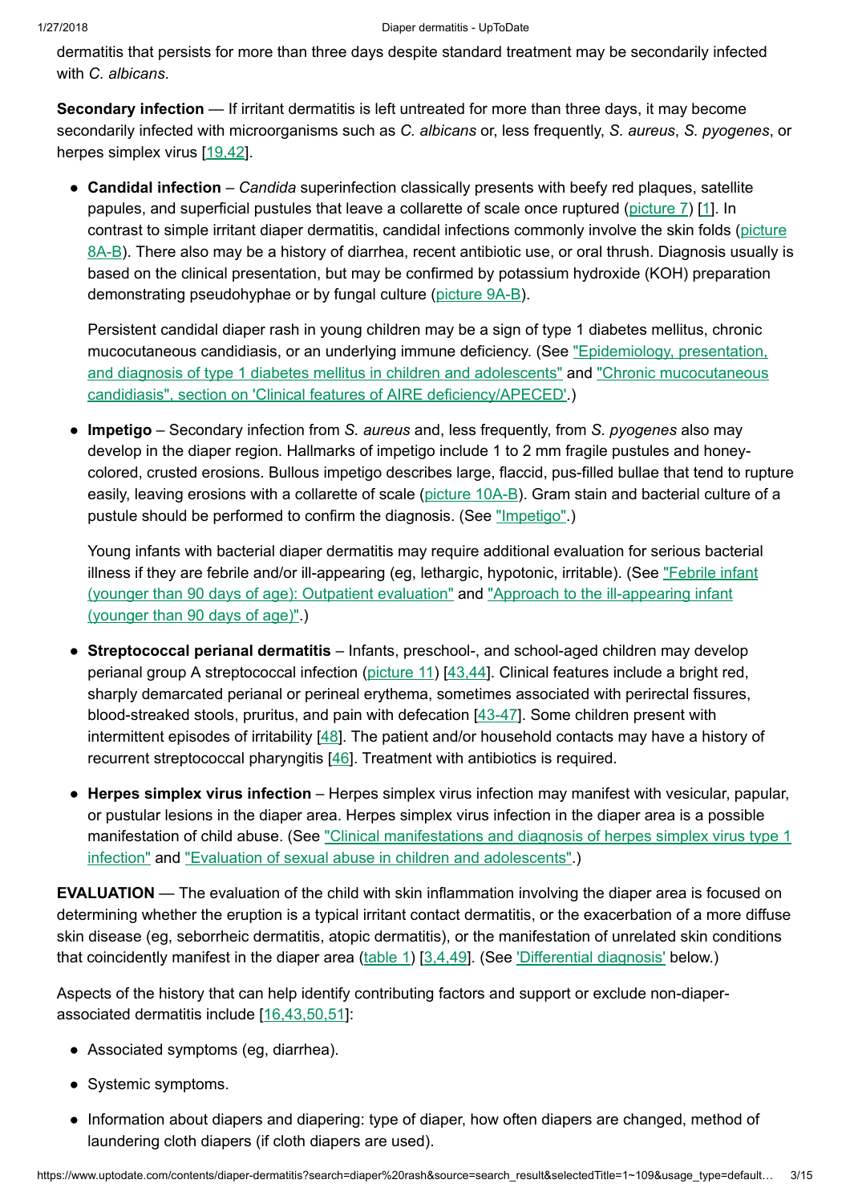dermatitis that persists for more than three days despite standard treatment may be secondarily infected with *C. albicans*.

**Secondary infection** — If irritant dermatitis is left untreated for more than three days, it may become secondarily infected with microorganisms such as *C. albicans* or, less frequently, *S. aureus*, *S. pyogenes*, or herpes simplex virus [19,42].

- **Candidal infection** – *Candida* superinfection classically presents with beefy red plaques, satellite papules, and superficial pustules that leave a collarette of scale once ruptured (picture 7) [1]. In contrast to simple irritant diaper dermatitis, candidal infections commonly involve the skin folds (picture 8A-B). There also may be a history of diarrhea, recent antibiotic use, or oral thrush. Diagnosis usually is based on the clinical presentation, but may be confirmed by potassium hydroxide (KOH) preparation demonstrating pseudohyphae or by fungal culture (picture 9A-B).

  Persistent candidal diaper rash in young children may be a sign of type 1 diabetes mellitus, chronic mucocutaneous candidiasis, or an underlying immune deficiency. (See "Epidemiology, presentation, and diagnosis of type 1 diabetes mellitus in children and adolescents" and "Chronic mucocutaneous candidiasis", section on 'Clinical features of AIRE deficiency/APECED'.)

- **Impetigo** – Secondary infection from *S. aureus* and, less frequently, from *S. pyogenes* also may develop in the diaper region. Hallmarks of impetigo include 1 to 2 mm fragile pustules and honey-colored, crusted erosions. Bullous impetigo describes large, flaccid, pus-filled bullae that tend to rupture easily, leaving erosions with a collarette of scale (picture 10A-B). Gram stain and bacterial culture of a pustule should be performed to confirm the diagnosis. (See "Impetigo".)

  Young infants with bacterial diaper dermatitis may require additional evaluation for serious bacterial illness if they are febrile and/or ill-appearing (eg, lethargic, hypotonic, irritable). (See "Febrile infant (younger than 90 days of age): Outpatient evaluation" and "Approach to the ill-appearing infant (younger than 90 days of age)".)

- **Streptococcal perianal dermatitis** – Infants, preschool-, and school-aged children may develop perianal group A streptococcal infection (picture 11) [43,44]. Clinical features include a bright red, sharply demarcated perianal or perineal erythema, sometimes associated with perirectal fissures, blood-streaked stools, pruritus, and pain with defecation [43-47]. Some children present with intermittent episodes of irritability [48]. The patient and/or household contacts may have a history of recurrent streptococcal pharyngitis [46]. Treatment with antibiotics is required.

- **Herpes simplex virus infection** – Herpes simplex virus infection may manifest with vesicular, papular, or pustular lesions in the diaper area. Herpes simplex virus infection in the diaper area is a possible manifestation of child abuse. (See "Clinical manifestations and diagnosis of herpes simplex virus type 1 infection" and "Evaluation of sexual abuse in children and adolescents".)

**EVALUATION** — The evaluation of the child with skin inflammation involving the diaper area is focused on determining whether the eruption is a typical irritant contact dermatitis, or the exacerbation of a more diffuse skin disease (eg, seborrheic dermatitis, atopic dermatitis), or the manifestation of unrelated skin conditions that coincidently manifest in the diaper area (table 1) [3,4,49]. (See 'Differential diagnosis' below.)

Aspects of the history that can help identify contributing factors and support or exclude non-diaper-associated dermatitis include [16,43,50,51]:

- Associated symptoms (eg, diarrhea).
- Systemic symptoms.
- Information about diapers and diapering: type of diaper, how often diapers are changed, method of laundering cloth diapers (if cloth diapers are used).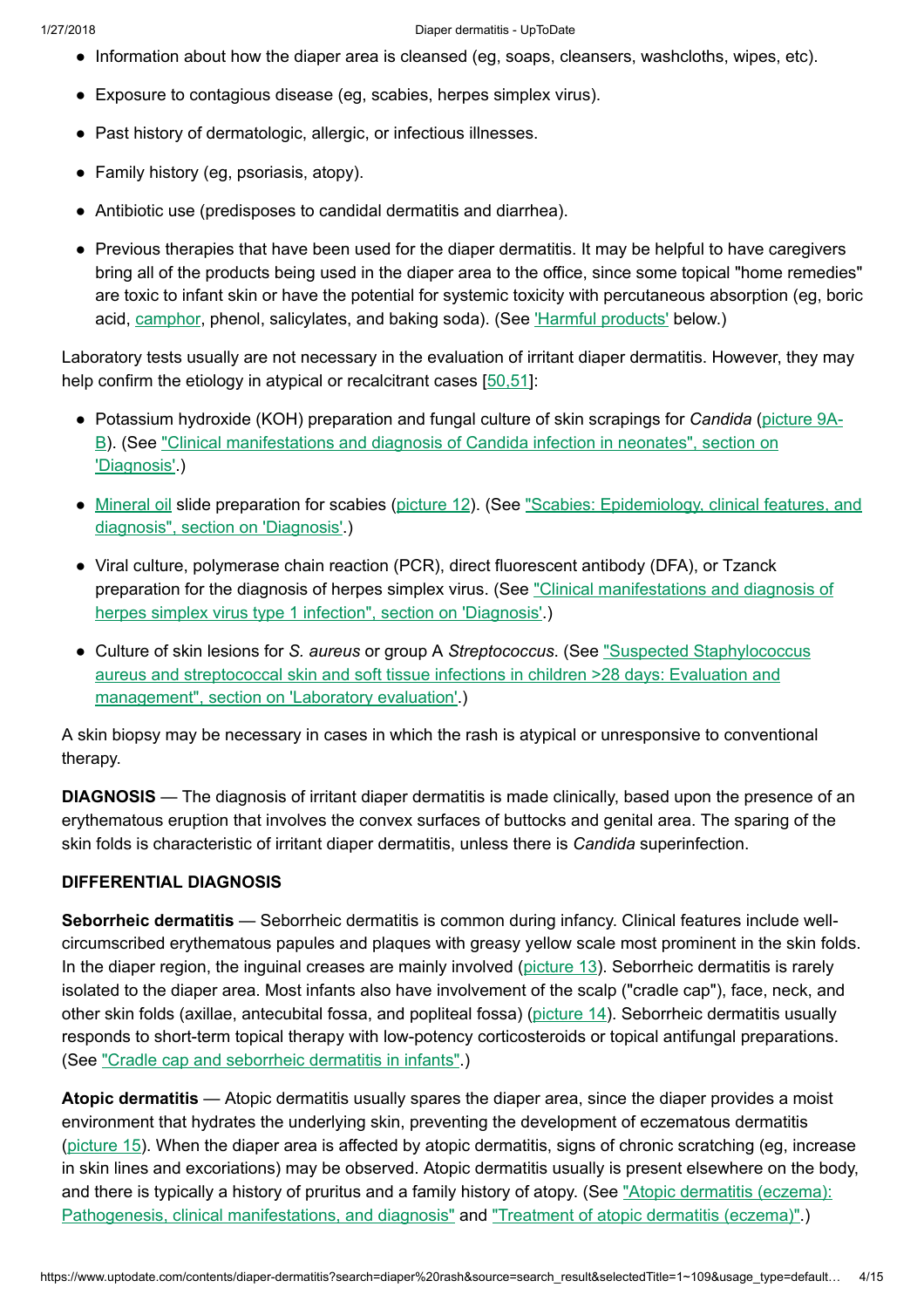- Information about how the diaper area is cleansed (eg, soaps, cleansers, washcloths, wipes, etc).
- Exposure to contagious disease (eg, scabies, herpes simplex virus).
- Past history of dermatologic, allergic, or infectious illnesses.
- Family history (eg, psoriasis, atopy).
- Antibiotic use (predisposes to candidal dermatitis and diarrhea).
- Previous therapies that have been used for the diaper dermatitis. It may be helpful to have caregivers bring all of the products being used in the diaper area to the office, since some topical "home remedies" are toxic to infant skin or have the potential for systemic toxicity with percutaneous absorption (eg, boric acid, camphor, phenol, salicylates, and baking soda). (See 'Harmful products' below.)

Laboratory tests usually are not necessary in the evaluation of irritant diaper dermatitis. However, they may help confirm the etiology in atypical or recalcitrant cases [50,51]:

- Potassium hydroxide (KOH) preparation and fungal culture of skin scrapings for *Candida* (picture 9A-B). (See "Clinical manifestations and diagnosis of Candida infection in neonates", section on 'Diagnosis'.)
- Mineral oil slide preparation for scabies (picture 12). (See "Scabies: Epidemiology, clinical features, and diagnosis", section on 'Diagnosis'.)
- Viral culture, polymerase chain reaction (PCR), direct fluorescent antibody (DFA), or Tzanck preparation for the diagnosis of herpes simplex virus. (See "Clinical manifestations and diagnosis of herpes simplex virus type 1 infection", section on 'Diagnosis'.)
- Culture of skin lesions for *S. aureus* or group A *Streptococcus*. (See "Suspected Staphylococcus aureus and streptococcal skin and soft tissue infections in children >28 days: Evaluation and management", section on 'Laboratory evaluation'.)

A skin biopsy may be necessary in cases in which the rash is atypical or unresponsive to conventional therapy.

**DIAGNOSIS** — The diagnosis of irritant diaper dermatitis is made clinically, based upon the presence of an erythematous eruption that involves the convex surfaces of buttocks and genital area. The sparing of the skin folds is characteristic of irritant diaper dermatitis, unless there is *Candida* superinfection.

## DIFFERENTIAL DIAGNOSIS

**Seborrheic dermatitis** — Seborrheic dermatitis is common during infancy. Clinical features include well-circumscribed erythematous papules and plaques with greasy yellow scale most prominent in the skin folds. In the diaper region, the inguinal creases are mainly involved (picture 13). Seborrheic dermatitis is rarely isolated to the diaper area. Most infants also have involvement of the scalp ("cradle cap"), face, neck, and other skin folds (axillae, antecubital fossa, and popliteal fossa) (picture 14). Seborrheic dermatitis usually responds to short-term topical therapy with low-potency corticosteroids or topical antifungal preparations. (See "Cradle cap and seborrheic dermatitis in infants".)

**Atopic dermatitis** — Atopic dermatitis usually spares the diaper area, since the diaper provides a moist environment that hydrates the underlying skin, preventing the development of eczematous dermatitis (picture 15). When the diaper area is affected by atopic dermatitis, signs of chronic scratching (eg, increase in skin lines and excoriations) may be observed. Atopic dermatitis usually is present elsewhere on the body, and there is typically a history of pruritus and a family history of atopy. (See "Atopic dermatitis (eczema): Pathogenesis, clinical manifestations, and diagnosis" and "Treatment of atopic dermatitis (eczema)".)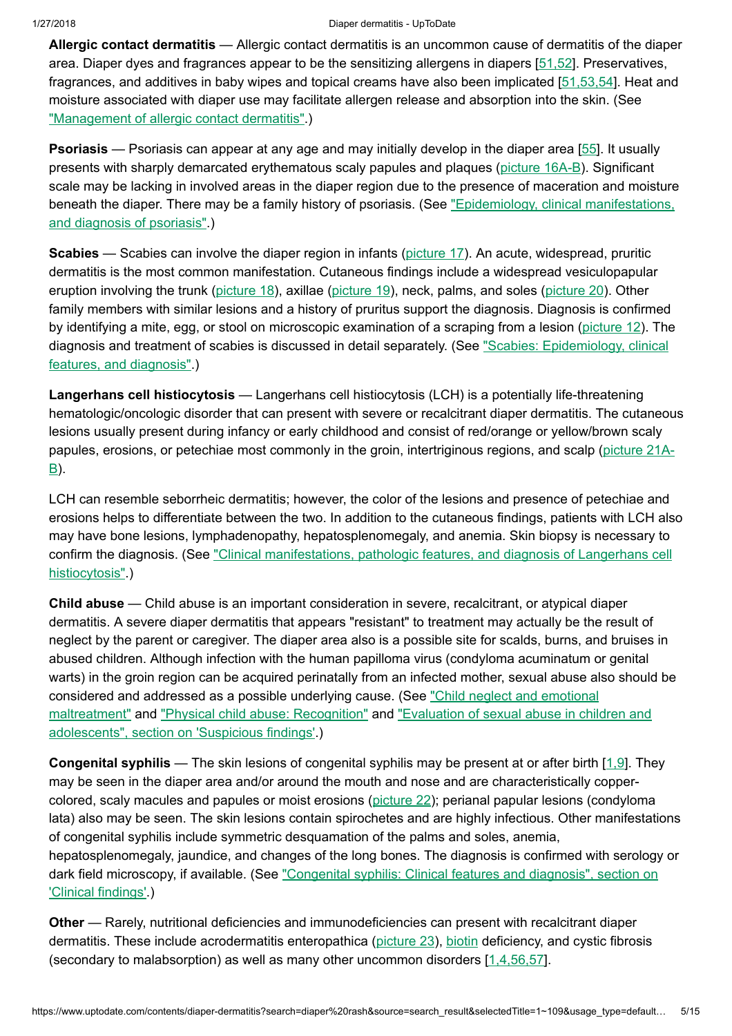**Allergic contact dermatitis** — Allergic contact dermatitis is an uncommon cause of dermatitis of the diaper area. Diaper dyes and fragrances appear to be the sensitizing allergens in diapers [51,52]. Preservatives, fragrances, and additives in baby wipes and topical creams have also been implicated [51,53,54]. Heat and moisture associated with diaper use may facilitate allergen release and absorption into the skin. (See "Management of allergic contact dermatitis".)

**Psoriasis** — Psoriasis can appear at any age and may initially develop in the diaper area [55]. It usually presents with sharply demarcated erythematous scaly papules and plaques (picture 16A-B). Significant scale may be lacking in involved areas in the diaper region due to the presence of maceration and moisture beneath the diaper. There may be a family history of psoriasis. (See "Epidemiology, clinical manifestations, and diagnosis of psoriasis".)

**Scabies** — Scabies can involve the diaper region in infants (picture 17). An acute, widespread, pruritic dermatitis is the most common manifestation. Cutaneous findings include a widespread vesiculopapular eruption involving the trunk (picture 18), axillae (picture 19), neck, palms, and soles (picture 20). Other family members with similar lesions and a history of pruritus support the diagnosis. Diagnosis is confirmed by identifying a mite, egg, or stool on microscopic examination of a scraping from a lesion (picture 12). The diagnosis and treatment of scabies is discussed in detail separately. (See "Scabies: Epidemiology, clinical features, and diagnosis".)

**Langerhans cell histiocytosis** — Langerhans cell histiocytosis (LCH) is a potentially life-threatening hematologic/oncologic disorder that can present with severe or recalcitrant diaper dermatitis. The cutaneous lesions usually present during infancy or early childhood and consist of red/orange or yellow/brown scaly papules, erosions, or petechiae most commonly in the groin, intertriginous regions, and scalp (picture 21A-B).

LCH can resemble seborrheic dermatitis; however, the color of the lesions and presence of petechiae and erosions helps to differentiate between the two. In addition to the cutaneous findings, patients with LCH also may have bone lesions, lymphadenopathy, hepatosplenomegaly, and anemia. Skin biopsy is necessary to confirm the diagnosis. (See "Clinical manifestations, pathologic features, and diagnosis of Langerhans cell histiocytosis".)

**Child abuse** — Child abuse is an important consideration in severe, recalcitrant, or atypical diaper dermatitis. A severe diaper dermatitis that appears "resistant" to treatment may actually be the result of neglect by the parent or caregiver. The diaper area also is a possible site for scalds, burns, and bruises in abused children. Although infection with the human papilloma virus (condyloma acuminatum or genital warts) in the groin region can be acquired perinatally from an infected mother, sexual abuse also should be considered and addressed as a possible underlying cause. (See "Child neglect and emotional maltreatment" and "Physical child abuse: Recognition" and "Evaluation of sexual abuse in children and adolescents", section on 'Suspicious findings'.)

**Congenital syphilis** — The skin lesions of congenital syphilis may be present at or after birth [1,9]. They may be seen in the diaper area and/or around the mouth and nose and are characteristically copper-colored, scaly macules and papules or moist erosions (picture 22); perianal papular lesions (condyloma lata) also may be seen. The skin lesions contain spirochetes and are highly infectious. Other manifestations of congenital syphilis include symmetric desquamation of the palms and soles, anemia, hepatosplenomegaly, jaundice, and changes of the long bones. The diagnosis is confirmed with serology or dark field microscopy, if available. (See "Congenital syphilis: Clinical features and diagnosis", section on 'Clinical findings'.)

**Other** — Rarely, nutritional deficiencies and immunodeficiencies can present with recalcitrant diaper dermatitis. These include acrodermatitis enteropathica (picture 23), biotin deficiency, and cystic fibrosis (secondary to malabsorption) as well as many other uncommon disorders [1,4,56,57].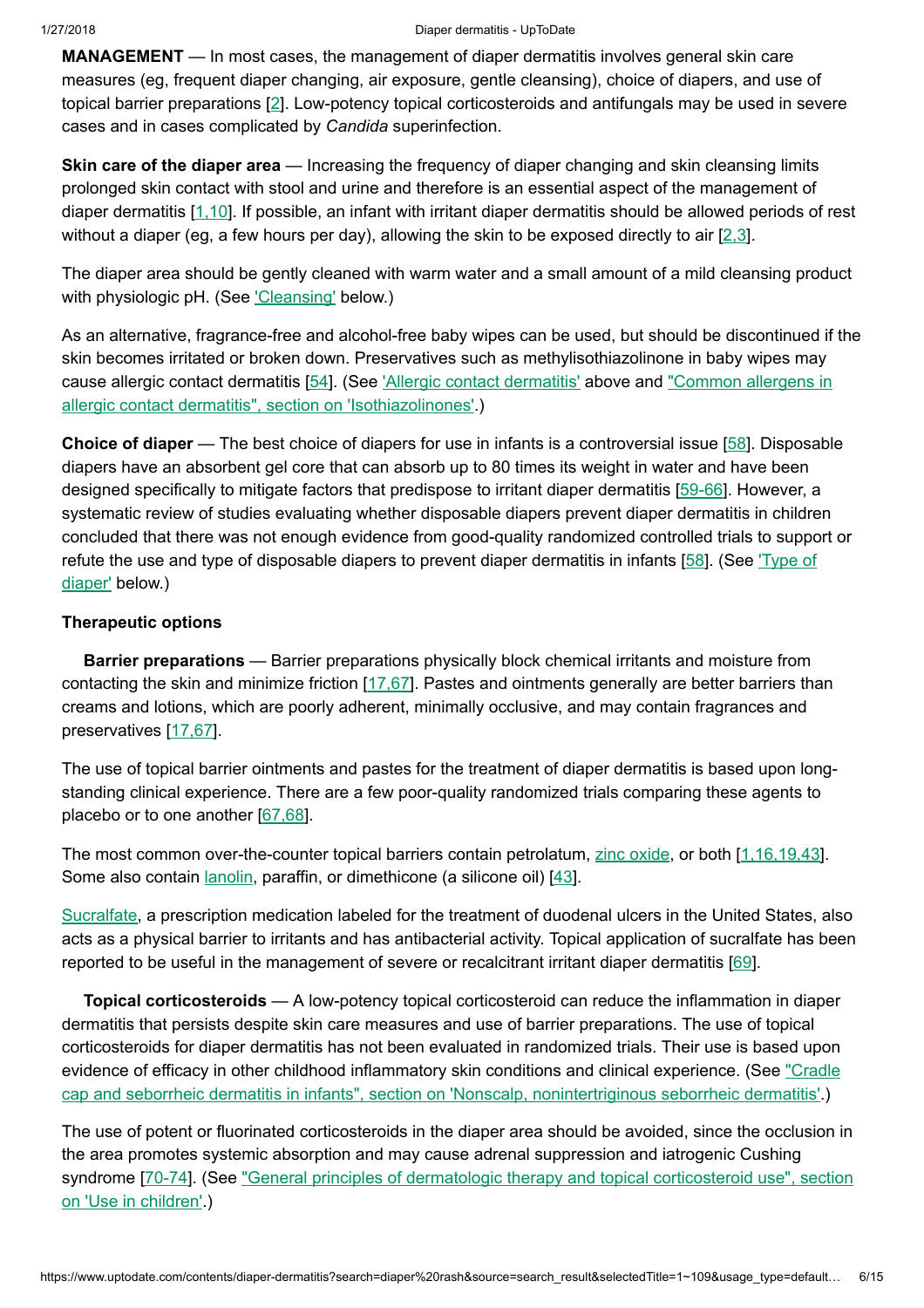**MANAGEMENT** — In most cases, the management of diaper dermatitis involves general skin care measures (eg, frequent diaper changing, air exposure, gentle cleansing), choice of diapers, and use of topical barrier preparations [2]. Low-potency topical corticosteroids and antifungals may be used in severe cases and in cases complicated by *Candida* superinfection.

**Skin care of the diaper area** — Increasing the frequency of diaper changing and skin cleansing limits prolonged skin contact with stool and urine and therefore is an essential aspect of the management of diaper dermatitis [1,10]. If possible, an infant with irritant diaper dermatitis should be allowed periods of rest without a diaper (eg, a few hours per day), allowing the skin to be exposed directly to air [2,3].

The diaper area should be gently cleaned with warm water and a small amount of a mild cleansing product with physiologic pH. (See 'Cleansing' below.)

As an alternative, fragrance-free and alcohol-free baby wipes can be used, but should be discontinued if the skin becomes irritated or broken down. Preservatives such as methylisothiazolinone in baby wipes may cause allergic contact dermatitis [54]. (See 'Allergic contact dermatitis' above and "Common allergens in allergic contact dermatitis", section on 'Isothiazolinones'.)

**Choice of diaper** — The best choice of diapers for use in infants is a controversial issue [58]. Disposable diapers have an absorbent gel core that can absorb up to 80 times its weight in water and have been designed specifically to mitigate factors that predispose to irritant diaper dermatitis [59-66]. However, a systematic review of studies evaluating whether disposable diapers prevent diaper dermatitis in children concluded that there was not enough evidence from good-quality randomized controlled trials to support or refute the use and type of disposable diapers to prevent diaper dermatitis in infants [58]. (See 'Type of diaper' below.)

**Therapeutic options**

**Barrier preparations** — Barrier preparations physically block chemical irritants and moisture from contacting the skin and minimize friction [17,67]. Pastes and ointments generally are better barriers than creams and lotions, which are poorly adherent, minimally occlusive, and may contain fragrances and preservatives [17,67].

The use of topical barrier ointments and pastes for the treatment of diaper dermatitis is based upon long-standing clinical experience. There are a few poor-quality randomized trials comparing these agents to placebo or to one another [67,68].

The most common over-the-counter topical barriers contain petrolatum, zinc oxide, or both [1,16,19,43]. Some also contain lanolin, paraffin, or dimethicone (a silicone oil) [43].

Sucralfate, a prescription medication labeled for the treatment of duodenal ulcers in the United States, also acts as a physical barrier to irritants and has antibacterial activity. Topical application of sucralfate has been reported to be useful in the management of severe or recalcitrant irritant diaper dermatitis [69].

**Topical corticosteroids** — A low-potency topical corticosteroid can reduce the inflammation in diaper dermatitis that persists despite skin care measures and use of barrier preparations. The use of topical corticosteroids for diaper dermatitis has not been evaluated in randomized trials. Their use is based upon evidence of efficacy in other childhood inflammatory skin conditions and clinical experience. (See "Cradle cap and seborrheic dermatitis in infants", section on 'Nonscalp, nonintertriginous seborrheic dermatitis'.)

The use of potent or fluorinated corticosteroids in the diaper area should be avoided, since the occlusion in the area promotes systemic absorption and may cause adrenal suppression and iatrogenic Cushing syndrome [70-74]. (See "General principles of dermatologic therapy and topical corticosteroid use", section on 'Use in children'.)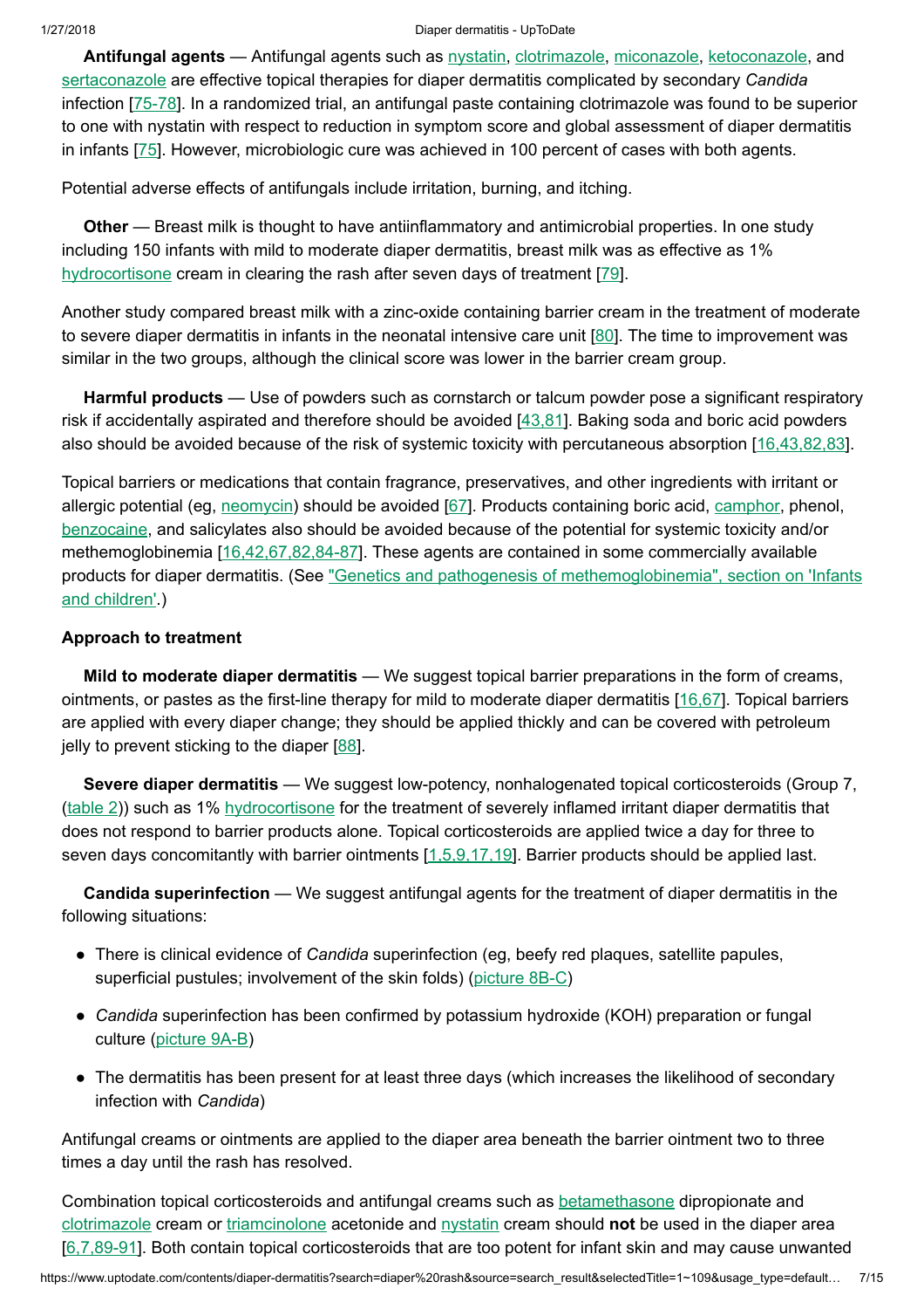**Antifungal agents** — Antifungal agents such as nystatin, clotrimazole, miconazole, ketoconazole, and sertaconazole are effective topical therapies for diaper dermatitis complicated by secondary *Candida* infection [75-78]. In a randomized trial, an antifungal paste containing clotrimazole was found to be superior to one with nystatin with respect to reduction in symptom score and global assessment of diaper dermatitis in infants [75]. However, microbiologic cure was achieved in 100 percent of cases with both agents.

Potential adverse effects of antifungals include irritation, burning, and itching.

**Other** — Breast milk is thought to have antiinflammatory and antimicrobial properties. In one study including 150 infants with mild to moderate diaper dermatitis, breast milk was as effective as 1% hydrocortisone cream in clearing the rash after seven days of treatment [79].

Another study compared breast milk with a zinc-oxide containing barrier cream in the treatment of moderate to severe diaper dermatitis in infants in the neonatal intensive care unit [80]. The time to improvement was similar in the two groups, although the clinical score was lower in the barrier cream group.

**Harmful products** — Use of powders such as cornstarch or talcum powder pose a significant respiratory risk if accidentally aspirated and therefore should be avoided [43,81]. Baking soda and boric acid powders also should be avoided because of the risk of systemic toxicity with percutaneous absorption [16,43,82,83].

Topical barriers or medications that contain fragrance, preservatives, and other ingredients with irritant or allergic potential (eg, neomycin) should be avoided [67]. Products containing boric acid, camphor, phenol, benzocaine, and salicylates also should be avoided because of the potential for systemic toxicity and/or methemoglobinemia [16,42,67,82,84-87]. These agents are contained in some commercially available products for diaper dermatitis. (See "Genetics and pathogenesis of methemoglobinemia", section on 'Infants and children'.)

### Approach to treatment

**Mild to moderate diaper dermatitis** — We suggest topical barrier preparations in the form of creams, ointments, or pastes as the first-line therapy for mild to moderate diaper dermatitis [16,67]. Topical barriers are applied with every diaper change; they should be applied thickly and can be covered with petroleum jelly to prevent sticking to the diaper [88].

**Severe diaper dermatitis** — We suggest low-potency, nonhalogenated topical corticosteroids (Group 7, (table 2)) such as 1% hydrocortisone for the treatment of severely inflamed irritant diaper dermatitis that does not respond to barrier products alone. Topical corticosteroids are applied twice a day for three to seven days concomitantly with barrier ointments [1,5,9,17,19]. Barrier products should be applied last.

**Candida superinfection** — We suggest antifungal agents for the treatment of diaper dermatitis in the following situations:

- There is clinical evidence of *Candida* superinfection (eg, beefy red plaques, satellite papules, superficial pustules; involvement of the skin folds) (picture 8B-C)
- *Candida* superinfection has been confirmed by potassium hydroxide (KOH) preparation or fungal culture (picture 9A-B)
- The dermatitis has been present for at least three days (which increases the likelihood of secondary infection with *Candida*)

Antifungal creams or ointments are applied to the diaper area beneath the barrier ointment two to three times a day until the rash has resolved.

Combination topical corticosteroids and antifungal creams such as betamethasone dipropionate and clotrimazole cream or triamcinolone acetonide and nystatin cream should **not** be used in the diaper area [6,7,89-91]. Both contain topical corticosteroids that are too potent for infant skin and may cause unwanted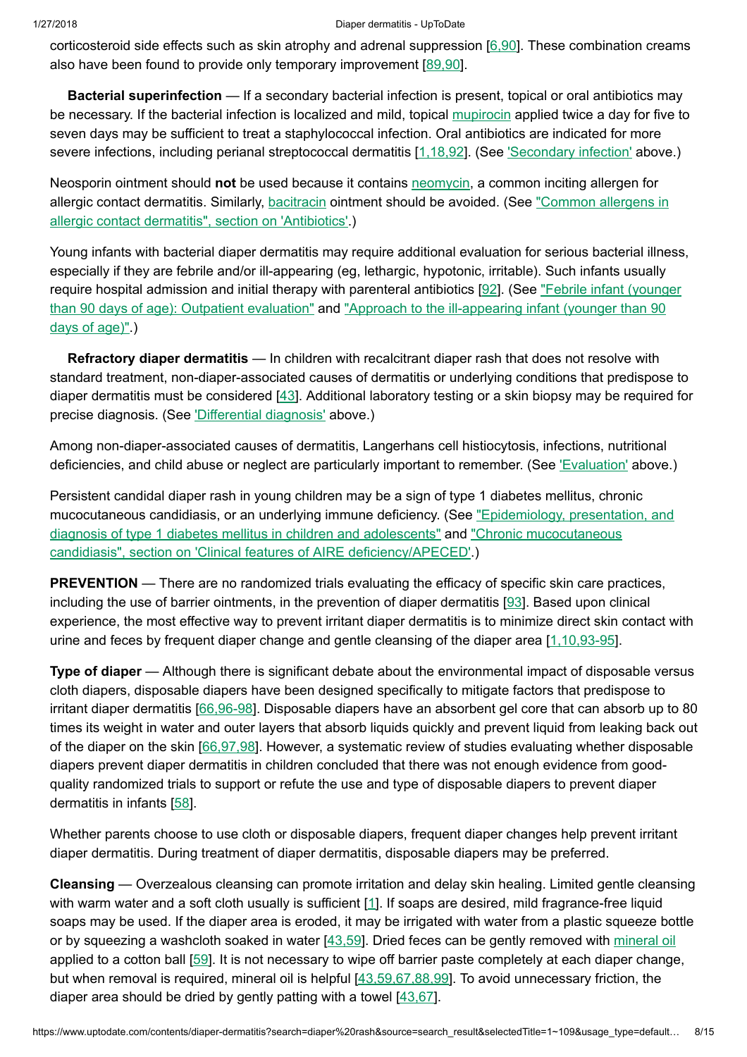corticosteroid side effects such as skin atrophy and adrenal suppression [6,90]. These combination creams also have been found to provide only temporary improvement [89,90].

**Bacterial superinfection** — If a secondary bacterial infection is present, topical or oral antibiotics may be necessary. If the bacterial infection is localized and mild, topical mupirocin applied twice a day for five to seven days may be sufficient to treat a staphylococcal infection. Oral antibiotics are indicated for more severe infections, including perianal streptococcal dermatitis [1,18,92]. (See 'Secondary infection' above.)

Neosporin ointment should **not** be used because it contains neomycin, a common inciting allergen for allergic contact dermatitis. Similarly, bacitracin ointment should be avoided. (See "Common allergens in allergic contact dermatitis", section on 'Antibiotics'.)

Young infants with bacterial diaper dermatitis may require additional evaluation for serious bacterial illness, especially if they are febrile and/or ill-appearing (eg, lethargic, hypotonic, irritable). Such infants usually require hospital admission and initial therapy with parenteral antibiotics [92]. (See "Febrile infant (younger than 90 days of age): Outpatient evaluation" and "Approach to the ill-appearing infant (younger than 90 days of age)".)

**Refractory diaper dermatitis** — In children with recalcitrant diaper rash that does not resolve with standard treatment, non-diaper-associated causes of dermatitis or underlying conditions that predispose to diaper dermatitis must be considered [43]. Additional laboratory testing or a skin biopsy may be required for precise diagnosis. (See 'Differential diagnosis' above.)

Among non-diaper-associated causes of dermatitis, Langerhans cell histiocytosis, infections, nutritional deficiencies, and child abuse or neglect are particularly important to remember. (See 'Evaluation' above.)

Persistent candidal diaper rash in young children may be a sign of type 1 diabetes mellitus, chronic mucocutaneous candidiasis, or an underlying immune deficiency. (See "Epidemiology, presentation, and diagnosis of type 1 diabetes mellitus in children and adolescents" and "Chronic mucocutaneous candidiasis", section on 'Clinical features of AIRE deficiency/APECED'.)

**PREVENTION** — There are no randomized trials evaluating the efficacy of specific skin care practices, including the use of barrier ointments, in the prevention of diaper dermatitis [93]. Based upon clinical experience, the most effective way to prevent irritant diaper dermatitis is to minimize direct skin contact with urine and feces by frequent diaper change and gentle cleansing of the diaper area [1,10,93-95].

**Type of diaper** — Although there is significant debate about the environmental impact of disposable versus cloth diapers, disposable diapers have been designed specifically to mitigate factors that predispose to irritant diaper dermatitis [66,96-98]. Disposable diapers have an absorbent gel core that can absorb up to 80 times its weight in water and outer layers that absorb liquids quickly and prevent liquid from leaking back out of the diaper on the skin [66,97,98]. However, a systematic review of studies evaluating whether disposable diapers prevent diaper dermatitis in children concluded that there was not enough evidence from good-quality randomized trials to support or refute the use and type of disposable diapers to prevent diaper dermatitis in infants [58].

Whether parents choose to use cloth or disposable diapers, frequent diaper changes help prevent irritant diaper dermatitis. During treatment of diaper dermatitis, disposable diapers may be preferred.

**Cleansing** — Overzealous cleansing can promote irritation and delay skin healing. Limited gentle cleansing with warm water and a soft cloth usually is sufficient [1]. If soaps are desired, mild fragrance-free liquid soaps may be used. If the diaper area is eroded, it may be irrigated with water from a plastic squeeze bottle or by squeezing a washcloth soaked in water [43,59]. Dried feces can be gently removed with mineral oil applied to a cotton ball [59]. It is not necessary to wipe off barrier paste completely at each diaper change, but when removal is required, mineral oil is helpful [43,59,67,88,99]. To avoid unnecessary friction, the diaper area should be dried by gently patting with a towel [43,67].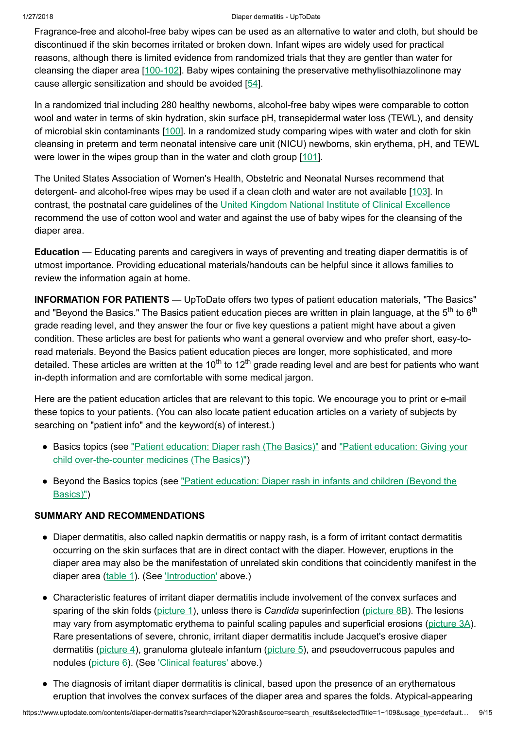Fragrance-free and alcohol-free baby wipes can be used as an alternative to water and cloth, but should be discontinued if the skin becomes irritated or broken down. Infant wipes are widely used for practical reasons, although there is limited evidence from randomized trials that they are gentler than water for cleansing the diaper area [100-102]. Baby wipes containing the preservative methylisothiazolinone may cause allergic sensitization and should be avoided [54].

In a randomized trial including 280 healthy newborns, alcohol-free baby wipes were comparable to cotton wool and water in terms of skin hydration, skin surface pH, transepidermal water loss (TEWL), and density of microbial skin contaminants [100]. In a randomized study comparing wipes with water and cloth for skin cleansing in preterm and term neonatal intensive care unit (NICU) newborns, skin erythema, pH, and TEWL were lower in the wipes group than in the water and cloth group [101].

The United States Association of Women's Health, Obstetric and Neonatal Nurses recommend that detergent- and alcohol-free wipes may be used if a clean cloth and water are not available [103]. In contrast, the postnatal care guidelines of the United Kingdom National Institute of Clinical Excellence recommend the use of cotton wool and water and against the use of baby wipes for the cleansing of the diaper area.

**Education** — Educating parents and caregivers in ways of preventing and treating diaper dermatitis is of utmost importance. Providing educational materials/handouts can be helpful since it allows families to review the information again at home.

**INFORMATION FOR PATIENTS** — UpToDate offers two types of patient education materials, "The Basics" and "Beyond the Basics." The Basics patient education pieces are written in plain language, at the 5th to 6th grade reading level, and they answer the four or five key questions a patient might have about a given condition. These articles are best for patients who want a general overview and who prefer short, easy-to-read materials. Beyond the Basics patient education pieces are longer, more sophisticated, and more detailed. These articles are written at the 10th to 12th grade reading level and are best for patients who want in-depth information and are comfortable with some medical jargon.

Here are the patient education articles that are relevant to this topic. We encourage you to print or e-mail these topics to your patients. (You can also locate patient education articles on a variety of subjects by searching on "patient info" and the keyword(s) of interest.)

- Basics topics (see "Patient education: Diaper rash (The Basics)" and "Patient education: Giving your child over-the-counter medicines (The Basics)")
- Beyond the Basics topics (see "Patient education: Diaper rash in infants and children (Beyond the Basics)")

## SUMMARY AND RECOMMENDATIONS

- Diaper dermatitis, also called napkin dermatitis or nappy rash, is a form of irritant contact dermatitis occurring on the skin surfaces that are in direct contact with the diaper. However, eruptions in the diaper area may also be the manifestation of unrelated skin conditions that coincidently manifest in the diaper area (table 1). (See 'Introduction' above.)
- Characteristic features of irritant diaper dermatitis include involvement of the convex surfaces and sparing of the skin folds (picture 1), unless there is *Candida* superinfection (picture 8B). The lesions may vary from asymptomatic erythema to painful scaling papules and superficial erosions (picture 3A). Rare presentations of severe, chronic, irritant diaper dermatitis include Jacquet's erosive diaper dermatitis (picture 4), granuloma gluteale infantum (picture 5), and pseudoverrucous papules and nodules (picture 6). (See 'Clinical features' above.)
- The diagnosis of irritant diaper dermatitis is clinical, based upon the presence of an erythematous eruption that involves the convex surfaces of the diaper area and spares the folds. Atypical-appearing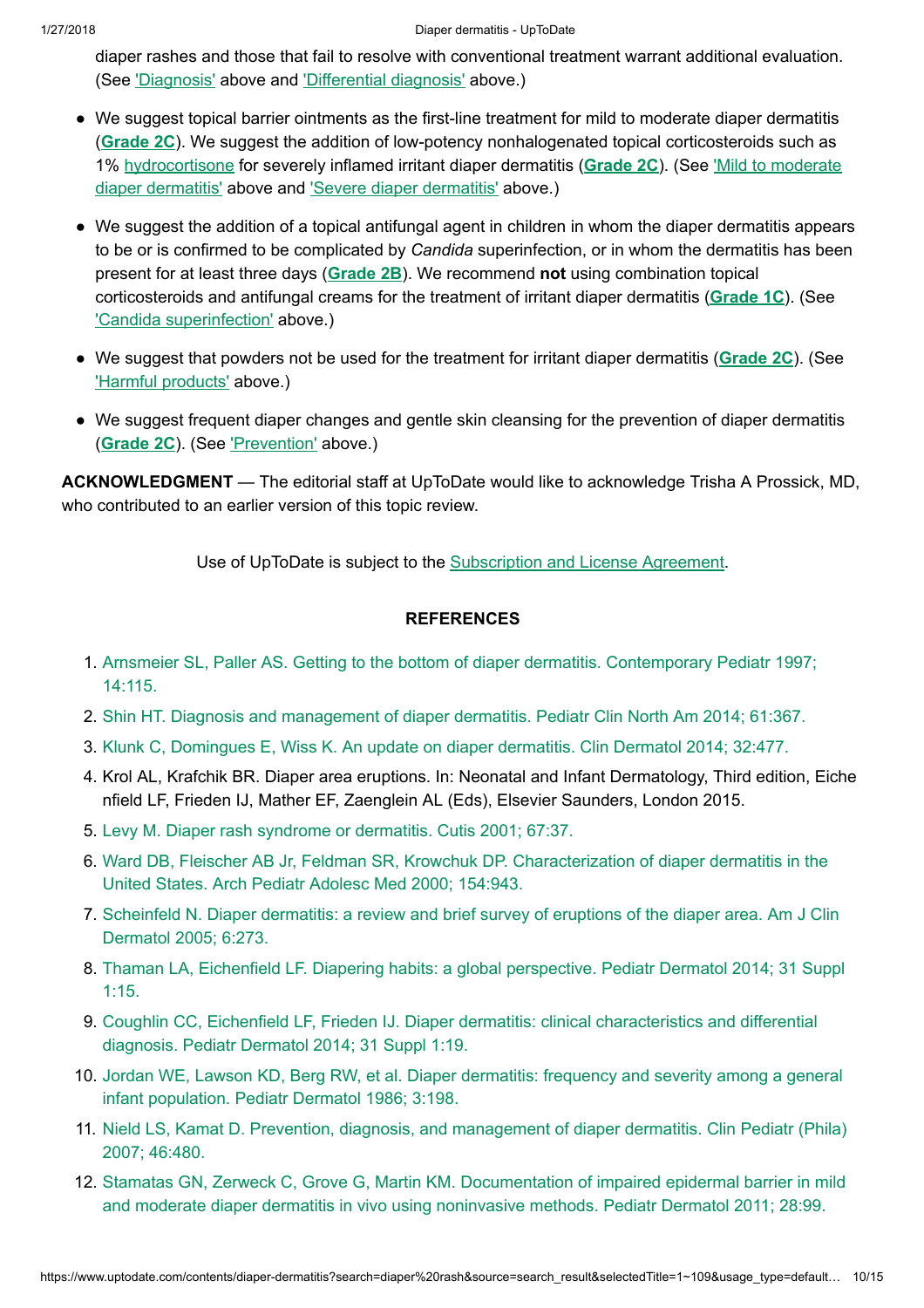diaper rashes and those that fail to resolve with conventional treatment warrant additional evaluation. (See 'Diagnosis' above and 'Differential diagnosis' above.)

- We suggest topical barrier ointments as the first-line treatment for mild to moderate diaper dermatitis (**Grade 2C**). We suggest the addition of low-potency nonhalogenated topical corticosteroids such as 1% hydrocortisone for severely inflamed irritant diaper dermatitis (**Grade 2C**). (See 'Mild to moderate diaper dermatitis' above and 'Severe diaper dermatitis' above.)
- We suggest the addition of a topical antifungal agent in children in whom the diaper dermatitis appears to be or is confirmed to be complicated by *Candida* superinfection, or in whom the dermatitis has been present for at least three days (**Grade 2B**). We recommend **not** using combination topical corticosteroids and antifungal creams for the treatment of irritant diaper dermatitis (**Grade 1C**). (See 'Candida superinfection' above.)
- We suggest that powders not be used for the treatment for irritant diaper dermatitis (**Grade 2C**). (See 'Harmful products' above.)
- We suggest frequent diaper changes and gentle skin cleansing for the prevention of diaper dermatitis (**Grade 2C**). (See 'Prevention' above.)

**ACKNOWLEDGMENT** — The editorial staff at UpToDate would like to acknowledge Trisha A Prossick, MD, who contributed to an earlier version of this topic review.

Use of UpToDate is subject to the Subscription and License Agreement.

## REFERENCES

1. Arnsmeier SL, Paller AS. Getting to the bottom of diaper dermatitis. Contemporary Pediatr 1997; 14:115.
2. Shin HT. Diagnosis and management of diaper dermatitis. Pediatr Clin North Am 2014; 61:367.
3. Klunk C, Domingues E, Wiss K. An update on diaper dermatitis. Clin Dermatol 2014; 32:477.
4. Krol AL, Krafchik BR. Diaper area eruptions. In: Neonatal and Infant Dermatology, Third edition, Eichenfield LF, Frieden IJ, Mather EF, Zaenglein AL (Eds), Elsevier Saunders, London 2015.
5. Levy M. Diaper rash syndrome or dermatitis. Cutis 2001; 67:37.
6. Ward DB, Fleischer AB Jr, Feldman SR, Krowchuk DP. Characterization of diaper dermatitis in the United States. Arch Pediatr Adolesc Med 2000; 154:943.
7. Scheinfeld N. Diaper dermatitis: a review and brief survey of eruptions of the diaper area. Am J Clin Dermatol 2005; 6:273.
8. Thaman LA, Eichenfield LF. Diapering habits: a global perspective. Pediatr Dermatol 2014; 31 Suppl 1:15.
9. Coughlin CC, Eichenfield LF, Frieden IJ. Diaper dermatitis: clinical characteristics and differential diagnosis. Pediatr Dermatol 2014; 31 Suppl 1:19.
10. Jordan WE, Lawson KD, Berg RW, et al. Diaper dermatitis: frequency and severity among a general infant population. Pediatr Dermatol 1986; 3:198.
11. Nield LS, Kamat D. Prevention, diagnosis, and management of diaper dermatitis. Clin Pediatr (Phila) 2007; 46:480.
12. Stamatas GN, Zerweck C, Grove G, Martin KM. Documentation of impaired epidermal barrier in mild and moderate diaper dermatitis in vivo using noninvasive methods. Pediatr Dermatol 2011; 28:99.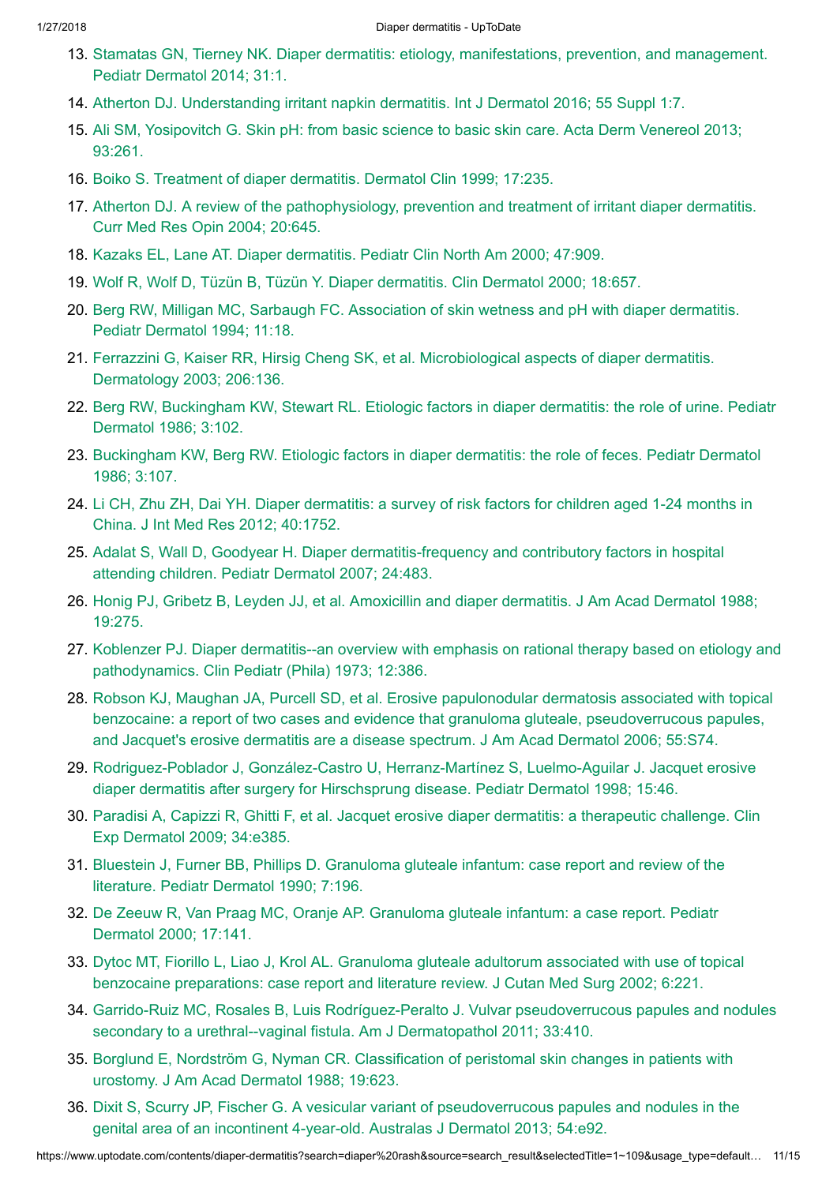13. Stamatas GN, Tierney NK. Diaper dermatitis: etiology, manifestations, prevention, and management. Pediatr Dermatol 2014; 31:1.
14. Atherton DJ. Understanding irritant napkin dermatitis. Int J Dermatol 2016; 55 Suppl 1:7.
15. Ali SM, Yosipovitch G. Skin pH: from basic science to basic skin care. Acta Derm Venereol 2013; 93:261.
16. Boiko S. Treatment of diaper dermatitis. Dermatol Clin 1999; 17:235.
17. Atherton DJ. A review of the pathophysiology, prevention and treatment of irritant diaper dermatitis. Curr Med Res Opin 2004; 20:645.
18. Kazaks EL, Lane AT. Diaper dermatitis. Pediatr Clin North Am 2000; 47:909.
19. Wolf R, Wolf D, Tüzün B, Tüzün Y. Diaper dermatitis. Clin Dermatol 2000; 18:657.
20. Berg RW, Milligan MC, Sarbaugh FC. Association of skin wetness and pH with diaper dermatitis. Pediatr Dermatol 1994; 11:18.
21. Ferrazzini G, Kaiser RR, Hirsig Cheng SK, et al. Microbiological aspects of diaper dermatitis. Dermatology 2003; 206:136.
22. Berg RW, Buckingham KW, Stewart RL. Etiologic factors in diaper dermatitis: the role of urine. Pediatr Dermatol 1986; 3:102.
23. Buckingham KW, Berg RW. Etiologic factors in diaper dermatitis: the role of feces. Pediatr Dermatol 1986; 3:107.
24. Li CH, Zhu ZH, Dai YH. Diaper dermatitis: a survey of risk factors for children aged 1-24 months in China. J Int Med Res 2012; 40:1752.
25. Adalat S, Wall D, Goodyear H. Diaper dermatitis-frequency and contributory factors in hospital attending children. Pediatr Dermatol 2007; 24:483.
26. Honig PJ, Gribetz B, Leyden JJ, et al. Amoxicillin and diaper dermatitis. J Am Acad Dermatol 1988; 19:275.
27. Koblenzer PJ. Diaper dermatitis--an overview with emphasis on rational therapy based on etiology and pathodynamics. Clin Pediatr (Phila) 1973; 12:386.
28. Robson KJ, Maughan JA, Purcell SD, et al. Erosive papulonodular dermatosis associated with topical benzocaine: a report of two cases and evidence that granuloma gluteale, pseudoverrucous papules, and Jacquet's erosive dermatitis are a disease spectrum. J Am Acad Dermatol 2006; 55:S74.
29. Rodriguez-Poblador J, González-Castro U, Herranz-Martínez S, Luelmo-Aguilar J. Jacquet erosive diaper dermatitis after surgery for Hirschsprung disease. Pediatr Dermatol 1998; 15:46.
30. Paradisi A, Capizzi R, Ghitti F, et al. Jacquet erosive diaper dermatitis: a therapeutic challenge. Clin Exp Dermatol 2009; 34:e385.
31. Bluestein J, Furner BB, Phillips D. Granuloma gluteale infantum: case report and review of the literature. Pediatr Dermatol 1990; 7:196.
32. De Zeeuw R, Van Praag MC, Oranje AP. Granuloma gluteale infantum: a case report. Pediatr Dermatol 2000; 17:141.
33. Dytoc MT, Fiorillo L, Liao J, Krol AL. Granuloma gluteale adultorum associated with use of topical benzocaine preparations: case report and literature review. J Cutan Med Surg 2002; 6:221.
34. Garrido-Ruiz MC, Rosales B, Luis Rodríguez-Peralto J. Vulvar pseudoverrucous papules and nodules secondary to a urethral--vaginal fistula. Am J Dermatopathol 2011; 33:410.
35. Borglund E, Nordström G, Nyman CR. Classification of peristomal skin changes in patients with urostomy. J Am Acad Dermatol 1988; 19:623.
36. Dixit S, Scurry JP, Fischer G. A vesicular variant of pseudoverrucous papules and nodules in the genital area of an incontinent 4-year-old. Australas J Dermatol 2013; 54:e92.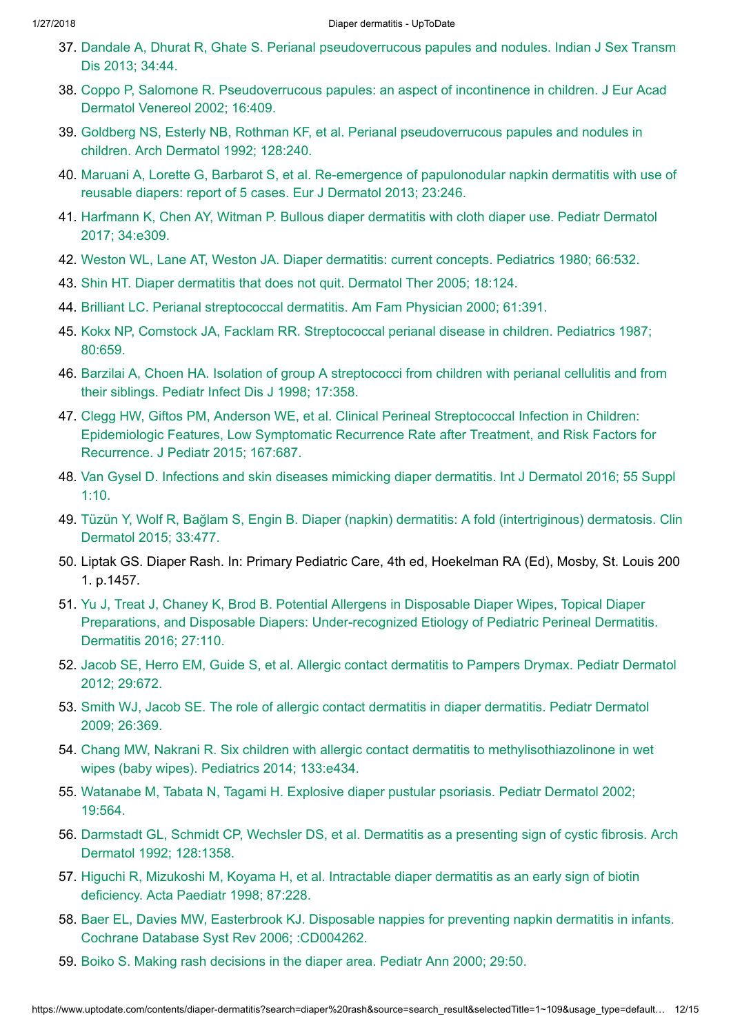37. Dandale A, Dhurat R, Ghate S. Perianal pseudoverrucous papules and nodules. Indian J Sex Transm Dis 2013; 34:44.
38. Coppo P, Salomone R. Pseudoverrucous papules: an aspect of incontinence in children. J Eur Acad Dermatol Venereol 2002; 16:409.
39. Goldberg NS, Esterly NB, Rothman KF, et al. Perianal pseudoverrucous papules and nodules in children. Arch Dermatol 1992; 128:240.
40. Maruani A, Lorette G, Barbarot S, et al. Re-emergence of papulonodular napkin dermatitis with use of reusable diapers: report of 5 cases. Eur J Dermatol 2013; 23:246.
41. Harfmann K, Chen AY, Witman P. Bullous diaper dermatitis with cloth diaper use. Pediatr Dermatol 2017; 34:e309.
42. Weston WL, Lane AT, Weston JA. Diaper dermatitis: current concepts. Pediatrics 1980; 66:532.
43. Shin HT. Diaper dermatitis that does not quit. Dermatol Ther 2005; 18:124.
44. Brilliant LC. Perianal streptococcal dermatitis. Am Fam Physician 2000; 61:391.
45. Kokx NP, Comstock JA, Facklam RR. Streptococcal perianal disease in children. Pediatrics 1987; 80:659.
46. Barzilai A, Choen HA. Isolation of group A streptococci from children with perianal cellulitis and from their siblings. Pediatr Infect Dis J 1998; 17:358.
47. Clegg HW, Giftos PM, Anderson WE, et al. Clinical Perineal Streptococcal Infection in Children: Epidemiologic Features, Low Symptomatic Recurrence Rate after Treatment, and Risk Factors for Recurrence. J Pediatr 2015; 167:687.
48. Van Gysel D. Infections and skin diseases mimicking diaper dermatitis. Int J Dermatol 2016; 55 Suppl 1:10.
49. Tüzün Y, Wolf R, Bağlam S, Engin B. Diaper (napkin) dermatitis: A fold (intertriginous) dermatosis. Clin Dermatol 2015; 33:477.
50. Liptak GS. Diaper Rash. In: Primary Pediatric Care, 4th ed, Hoekelman RA (Ed), Mosby, St. Louis 2001. p.1457.
51. Yu J, Treat J, Chaney K, Brod B. Potential Allergens in Disposable Diaper Wipes, Topical Diaper Preparations, and Disposable Diapers: Under-recognized Etiology of Pediatric Perineal Dermatitis. Dermatitis 2016; 27:110.
52. Jacob SE, Herro EM, Guide S, et al. Allergic contact dermatitis to Pampers Drymax. Pediatr Dermatol 2012; 29:672.
53. Smith WJ, Jacob SE. The role of allergic contact dermatitis in diaper dermatitis. Pediatr Dermatol 2009; 26:369.
54. Chang MW, Nakrani R. Six children with allergic contact dermatitis to methylisothiazolinone in wet wipes (baby wipes). Pediatrics 2014; 133:e434.
55. Watanabe M, Tabata N, Tagami H. Explosive diaper pustular psoriasis. Pediatr Dermatol 2002; 19:564.
56. Darmstadt GL, Schmidt CP, Wechsler DS, et al. Dermatitis as a presenting sign of cystic fibrosis. Arch Dermatol 1992; 128:1358.
57. Higuchi R, Mizukoshi M, Koyama H, et al. Intractable diaper dermatitis as an early sign of biotin deficiency. Acta Paediatr 1998; 87:228.
58. Baer EL, Davies MW, Easterbrook KJ. Disposable nappies for preventing napkin dermatitis in infants. Cochrane Database Syst Rev 2006; :CD004262.
59. Boiko S. Making rash decisions in the diaper area. Pediatr Ann 2000; 29:50.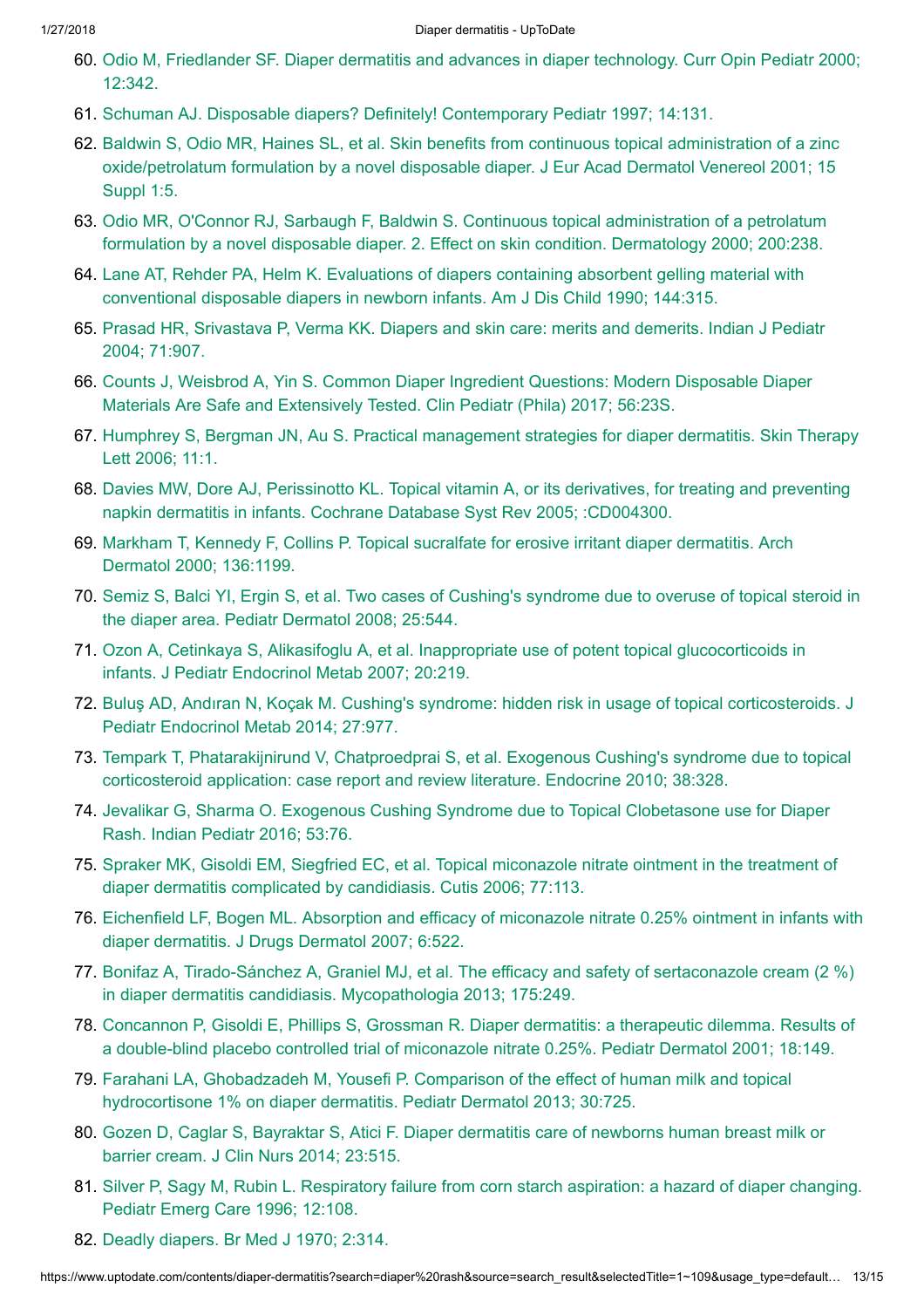60. Odio M, Friedlander SF. Diaper dermatitis and advances in diaper technology. Curr Opin Pediatr 2000; 12:342.
61. Schuman AJ. Disposable diapers? Definitely! Contemporary Pediatr 1997; 14:131.
62. Baldwin S, Odio MR, Haines SL, et al. Skin benefits from continuous topical administration of a zinc oxide/petrolatum formulation by a novel disposable diaper. J Eur Acad Dermatol Venereol 2001; 15 Suppl 1:5.
63. Odio MR, O'Connor RJ, Sarbaugh F, Baldwin S. Continuous topical administration of a petrolatum formulation by a novel disposable diaper. 2. Effect on skin condition. Dermatology 2000; 200:238.
64. Lane AT, Rehder PA, Helm K. Evaluations of diapers containing absorbent gelling material with conventional disposable diapers in newborn infants. Am J Dis Child 1990; 144:315.
65. Prasad HR, Srivastava P, Verma KK. Diapers and skin care: merits and demerits. Indian J Pediatr 2004; 71:907.
66. Counts J, Weisbrod A, Yin S. Common Diaper Ingredient Questions: Modern Disposable Diaper Materials Are Safe and Extensively Tested. Clin Pediatr (Phila) 2017; 56:23S.
67. Humphrey S, Bergman JN, Au S. Practical management strategies for diaper dermatitis. Skin Therapy Lett 2006; 11:1.
68. Davies MW, Dore AJ, Perissinotto KL. Topical vitamin A, or its derivatives, for treating and preventing napkin dermatitis in infants. Cochrane Database Syst Rev 2005; :CD004300.
69. Markham T, Kennedy F, Collins P. Topical sucralfate for erosive irritant diaper dermatitis. Arch Dermatol 2000; 136:1199.
70. Semiz S, Balci YI, Ergin S, et al. Two cases of Cushing's syndrome due to overuse of topical steroid in the diaper area. Pediatr Dermatol 2008; 25:544.
71. Ozon A, Cetinkaya S, Alikasifoglu A, et al. Inappropriate use of potent topical glucocorticoids in infants. J Pediatr Endocrinol Metab 2007; 20:219.
72. Buluş AD, Andıran N, Koçak M. Cushing's syndrome: hidden risk in usage of topical corticosteroids. J Pediatr Endocrinol Metab 2014; 27:977.
73. Tempark T, Phatarakijnirund V, Chatproedprai S, et al. Exogenous Cushing's syndrome due to topical corticosteroid application: case report and review literature. Endocrine 2010; 38:328.
74. Jevalikar G, Sharma O. Exogenous Cushing Syndrome due to Topical Clobetasone use for Diaper Rash. Indian Pediatr 2016; 53:76.
75. Spraker MK, Gisoldi EM, Siegfried EC, et al. Topical miconazole nitrate ointment in the treatment of diaper dermatitis complicated by candidiasis. Cutis 2006; 77:113.
76. Eichenfield LF, Bogen ML. Absorption and efficacy of miconazole nitrate 0.25% ointment in infants with diaper dermatitis. J Drugs Dermatol 2007; 6:522.
77. Bonifaz A, Tirado-Sánchez A, Graniel MJ, et al. The efficacy and safety of sertaconazole cream (2 %) in diaper dermatitis candidiasis. Mycopathologia 2013; 175:249.
78. Concannon P, Gisoldi E, Phillips S, Grossman R. Diaper dermatitis: a therapeutic dilemma. Results of a double-blind placebo controlled trial of miconazole nitrate 0.25%. Pediatr Dermatol 2001; 18:149.
79. Farahani LA, Ghobadzadeh M, Yousefi P. Comparison of the effect of human milk and topical hydrocortisone 1% on diaper dermatitis. Pediatr Dermatol 2013; 30:725.
80. Gozen D, Caglar S, Bayraktar S, Atici F. Diaper dermatitis care of newborns human breast milk or barrier cream. J Clin Nurs 2014; 23:515.
81. Silver P, Sagy M, Rubin L. Respiratory failure from corn starch aspiration: a hazard of diaper changing. Pediatr Emerg Care 1996; 12:108.
82. Deadly diapers. Br Med J 1970; 2:314.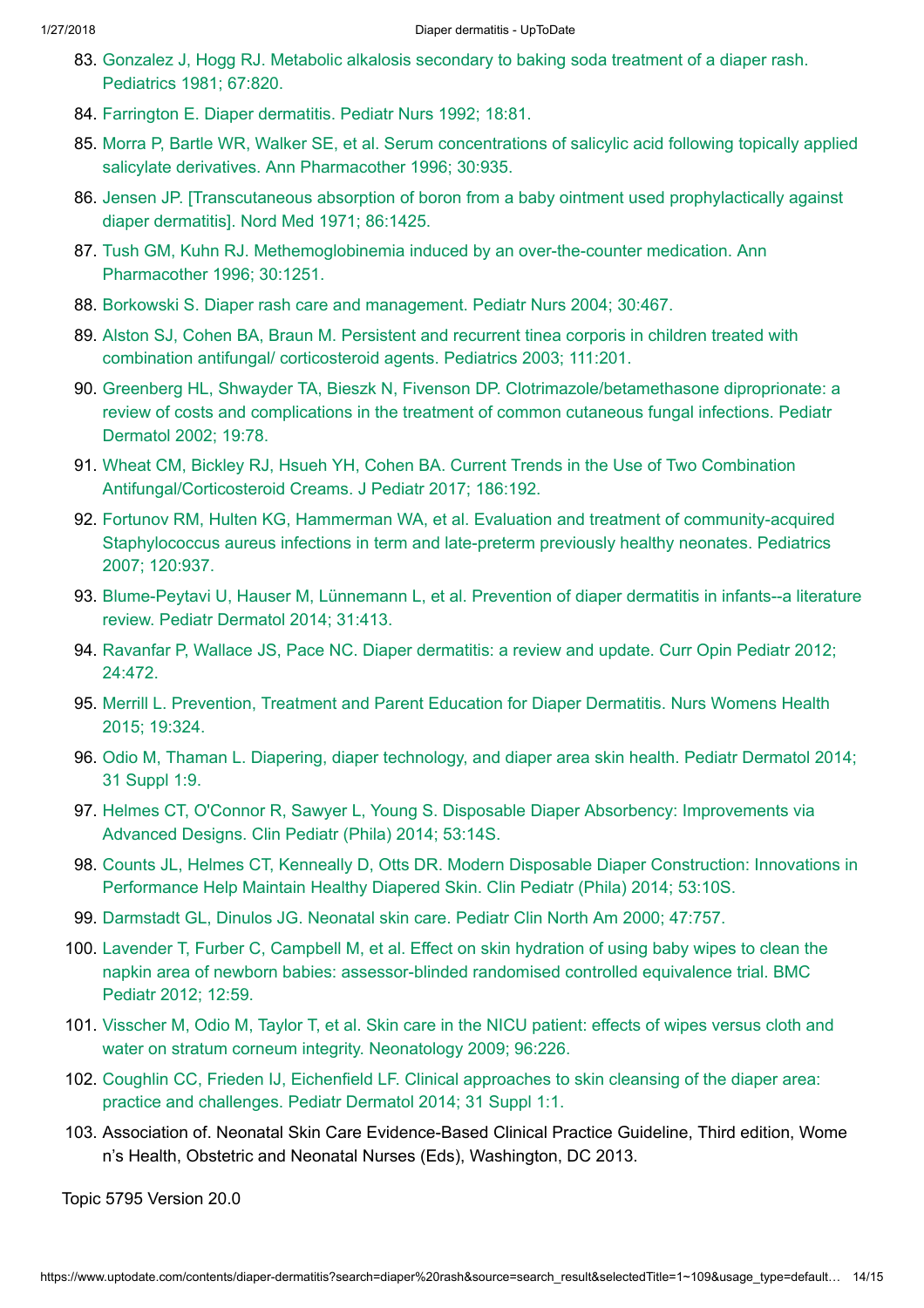83. Gonzalez J, Hogg RJ. Metabolic alkalosis secondary to baking soda treatment of a diaper rash. Pediatrics 1981; 67:820.
84. Farrington E. Diaper dermatitis. Pediatr Nurs 1992; 18:81.
85. Morra P, Bartle WR, Walker SE, et al. Serum concentrations of salicylic acid following topically applied salicylate derivatives. Ann Pharmacother 1996; 30:935.
86. Jensen JP. [Transcutaneous absorption of boron from a baby ointment used prophylactically against diaper dermatitis]. Nord Med 1971; 86:1425.
87. Tush GM, Kuhn RJ. Methemoglobinemia induced by an over-the-counter medication. Ann Pharmacother 1996; 30:1251.
88. Borkowski S. Diaper rash care and management. Pediatr Nurs 2004; 30:467.
89. Alston SJ, Cohen BA, Braun M. Persistent and recurrent tinea corporis in children treated with combination antifungal/ corticosteroid agents. Pediatrics 2003; 111:201.
90. Greenberg HL, Shwayder TA, Bieszk N, Fivenson DP. Clotrimazole/betamethasone diproprionate: a review of costs and complications in the treatment of common cutaneous fungal infections. Pediatr Dermatol 2002; 19:78.
91. Wheat CM, Bickley RJ, Hsueh YH, Cohen BA. Current Trends in the Use of Two Combination Antifungal/Corticosteroid Creams. J Pediatr 2017; 186:192.
92. Fortunov RM, Hulten KG, Hammerman WA, et al. Evaluation and treatment of community-acquired Staphylococcus aureus infections in term and late-preterm previously healthy neonates. Pediatrics 2007; 120:937.
93. Blume-Peytavi U, Hauser M, Lünnemann L, et al. Prevention of diaper dermatitis in infants--a literature review. Pediatr Dermatol 2014; 31:413.
94. Ravanfar P, Wallace JS, Pace NC. Diaper dermatitis: a review and update. Curr Opin Pediatr 2012; 24:472.
95. Merrill L. Prevention, Treatment and Parent Education for Diaper Dermatitis. Nurs Womens Health 2015; 19:324.
96. Odio M, Thaman L. Diapering, diaper technology, and diaper area skin health. Pediatr Dermatol 2014; 31 Suppl 1:9.
97. Helmes CT, O'Connor R, Sawyer L, Young S. Disposable Diaper Absorbency: Improvements via Advanced Designs. Clin Pediatr (Phila) 2014; 53:14S.
98. Counts JL, Helmes CT, Kenneally D, Otts DR. Modern Disposable Diaper Construction: Innovations in Performance Help Maintain Healthy Diapered Skin. Clin Pediatr (Phila) 2014; 53:10S.
99. Darmstadt GL, Dinulos JG. Neonatal skin care. Pediatr Clin North Am 2000; 47:757.
100. Lavender T, Furber C, Campbell M, et al. Effect on skin hydration of using baby wipes to clean the napkin area of newborn babies: assessor-blinded randomised controlled equivalence trial. BMC Pediatr 2012; 12:59.
101. Visscher M, Odio M, Taylor T, et al. Skin care in the NICU patient: effects of wipes versus cloth and water on stratum corneum integrity. Neonatology 2009; 96:226.
102. Coughlin CC, Frieden IJ, Eichenfield LF. Clinical approaches to skin cleansing of the diaper area: practice and challenges. Pediatr Dermatol 2014; 31 Suppl 1:1.
103. Association of. Neonatal Skin Care Evidence-Based Clinical Practice Guideline, Third edition, Wome n's Health, Obstetric and Neonatal Nurses (Eds), Washington, DC 2013.

Topic 5795 Version 20.0